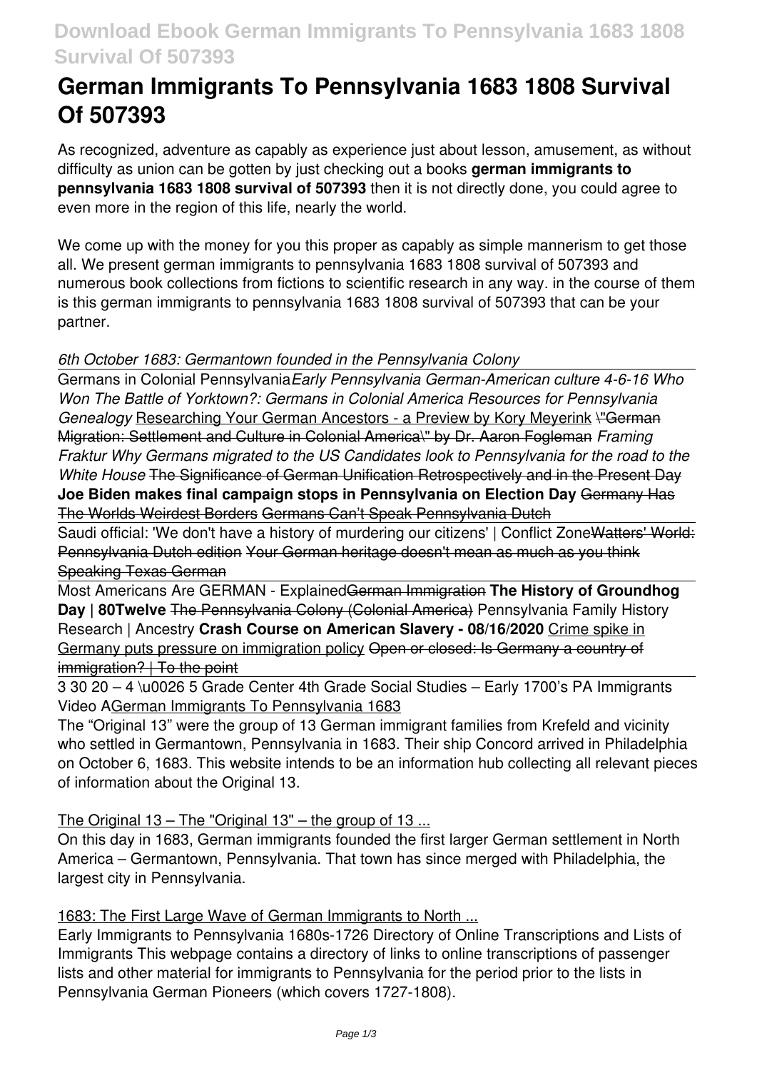# German Immigrants To Pennsylvania 1683 1808 Survival Of 507393

As recognized, adventure as capably as experience just about lesson, amusement, as without difficulty as union can be gotten by just checking out a books **german immigrants to pennsylvania 1683 1808 survival of 507393** then it is not directly done, you could agree to even more in the region of this life, nearly the world.

We come up with the money for you this proper as capably as simple mannerism to get those all. We present german immigrants to pennsylvania 1683 1808 survival of 507393 and numerous book collections from fictions to scientific research in any way. in the course of them is this german immigrants to pennsylvania 1683 1808 survival of 507393 that can be your partner.

*6th October 1683: Germantown founded in the Pennsylvania Colony*

Germans in Colonial Pennsylvania *Early Pennsylvania German-American culture 4-6-16 Who Won The Battle of Yorktown?: Germans in Colonial America Resources for Pennsylvania Genealogy* Researching Your German Ancestors - a Preview by Kory Meyerink ~~\"German Migration: Settlement and Culture in Colonial America\" by Dr. Aaron Fogleman~~ *Framing Fraktur Why Germans migrated to the US Candidates look to Pennsylvania for the road to the White House* ~~The Significance of German Unification Retrospectively and in the Present Day~~ **Joe Biden makes final campaign stops in Pennsylvania on Election Day** ~~Germany Has The Worlds Weirdest Borders~~ ~~Germans Can't Speak Pennsylvania Dutch~~

Saudi official: 'We don't have a history of murdering our citizens' | Conflict Zone ~~Watters' World: Pennsylvania Dutch edition~~ ~~Your German heritage doesn't mean as much as you think~~ ~~Speaking Texas German~~

Most Americans Are GERMAN - Explained ~~German Immigration~~ **The History of Groundhog Day | 80Twelve** ~~The Pennsylvania Colony (Colonial America)~~ Pennsylvania Family History Research | Ancestry **Crash Course on American Slavery - 08/16/2020** Crime spike in Germany puts pressure on immigration policy ~~Open or closed: Is Germany a country of immigration? | To the point~~

3 30 20 – 4 \u0026 5 Grade Center 4th Grade Social Studies – Early 1700's PA Immigrants Video A German Immigrants To Pennsylvania 1683

The "Original 13" were the group of 13 German immigrant families from Krefeld and vicinity who settled in Germantown, Pennsylvania in 1683. Their ship Concord arrived in Philadelphia on October 6, 1683. This website intends to be an information hub collecting all relevant pieces of information about the Original 13.

The Original 13 – The "Original 13" – the group of 13 ...

On this day in 1683, German immigrants founded the first larger German settlement in North America – Germantown, Pennsylvania. That town has since merged with Philadelphia, the largest city in Pennsylvania.

1683: The First Large Wave of German Immigrants to North ...

Early Immigrants to Pennsylvania 1680s-1726 Directory of Online Transcriptions and Lists of Immigrants This webpage contains a directory of links to online transcriptions of passenger lists and other material for immigrants to Pennsylvania for the period prior to the lists in Pennsylvania German Pioneers (which covers 1727-1808).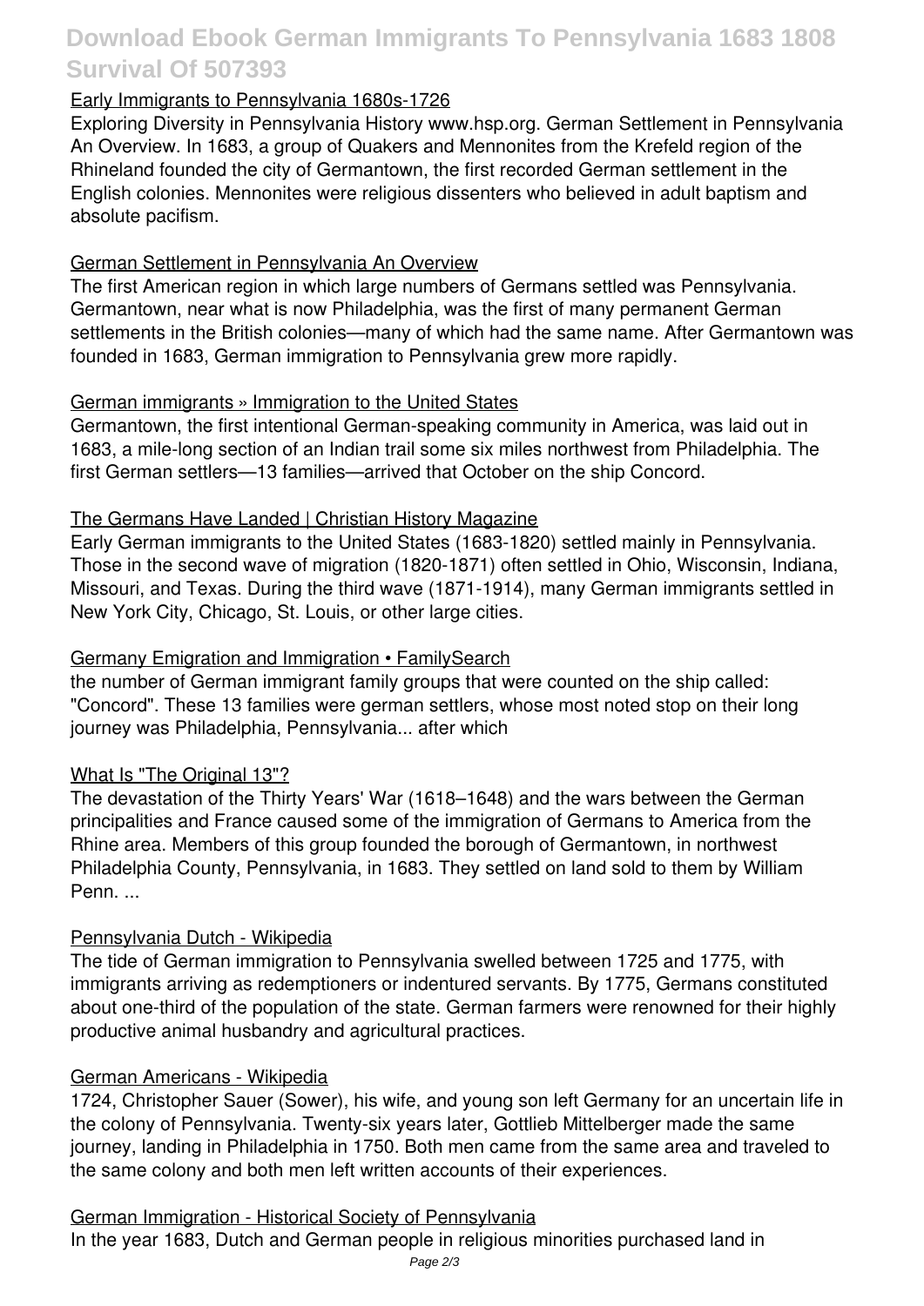## Early Immigrants to Pennsylvania 1680s-1726

Exploring Diversity in Pennsylvania History www.hsp.org. German Settlement in Pennsylvania An Overview. In 1683, a group of Quakers and Mennonites from the Krefeld region of the Rhineland founded the city of Germantown, the first recorded German settlement in the English colonies. Mennonites were religious dissenters who believed in adult baptism and absolute pacifism.

## German Settlement in Pennsylvania An Overview

The first American region in which large numbers of Germans settled was Pennsylvania. Germantown, near what is now Philadelphia, was the first of many permanent German settlements in the British colonies—many of which had the same name. After Germantown was founded in 1683, German immigration to Pennsylvania grew more rapidly.

## German immigrants » Immigration to the United States

Germantown, the first intentional German-speaking community in America, was laid out in 1683, a mile-long section of an Indian trail some six miles northwest from Philadelphia. The first German settlers—13 families—arrived that October on the ship Concord.

## The Germans Have Landed | Christian History Magazine

Early German immigrants to the United States (1683-1820) settled mainly in Pennsylvania. Those in the second wave of migration (1820-1871) often settled in Ohio, Wisconsin, Indiana, Missouri, and Texas. During the third wave (1871-1914), many German immigrants settled in New York City, Chicago, St. Louis, or other large cities.

## Germany Emigration and Immigration • FamilySearch

the number of German immigrant family groups that were counted on the ship called: "Concord". These 13 families were german settlers, whose most noted stop on their long journey was Philadelphia, Pennsylvania... after which

## What Is "The Original 13"?

The devastation of the Thirty Years' War (1618–1648) and the wars between the German principalities and France caused some of the immigration of Germans to America from the Rhine area. Members of this group founded the borough of Germantown, in northwest Philadelphia County, Pennsylvania, in 1683. They settled on land sold to them by William Penn. ...

## Pennsylvania Dutch - Wikipedia

The tide of German immigration to Pennsylvania swelled between 1725 and 1775, with immigrants arriving as redemptioners or indentured servants. By 1775, Germans constituted about one-third of the population of the state. German farmers were renowned for their highly productive animal husbandry and agricultural practices.

## German Americans - Wikipedia

1724, Christopher Sauer (Sower), his wife, and young son left Germany for an uncertain life in the colony of Pennsylvania. Twenty-six years later, Gottlieb Mittelberger made the same journey, landing in Philadelphia in 1750. Both men came from the same area and traveled to the same colony and both men left written accounts of their experiences.

## German Immigration - Historical Society of Pennsylvania

In the year 1683, Dutch and German people in religious minorities purchased land in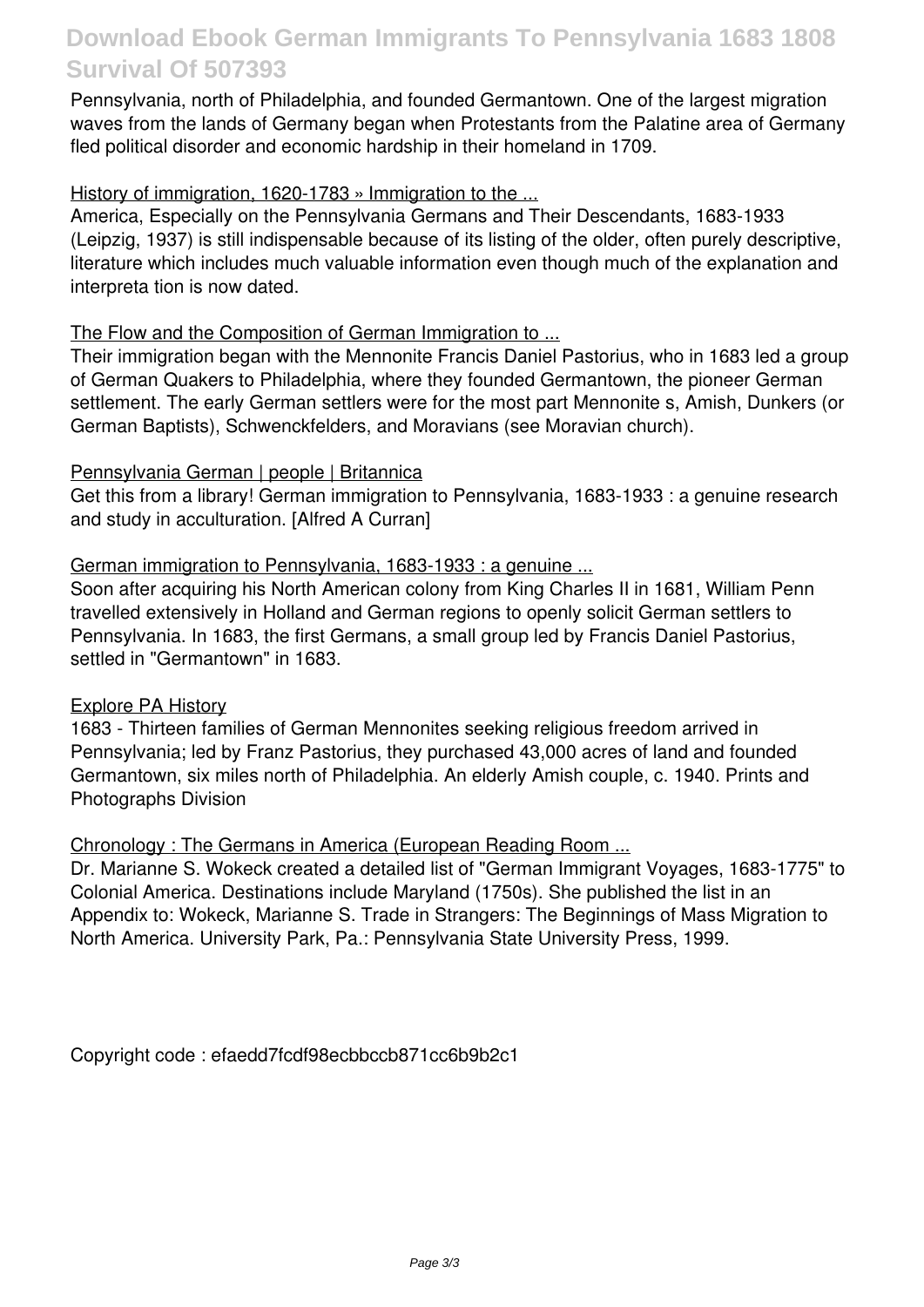Pennsylvania, north of Philadelphia, and founded Germantown. One of the largest migration waves from the lands of Germany began when Protestants from the Palatine area of Germany fled political disorder and economic hardship in their homeland in 1709.

History of immigration, 1620-1783 » Immigration to the ...

America, Especially on the Pennsylvania Germans and Their Descendants, 1683-1933 (Leipzig, 1937) is still indispensable because of its listing of the older, often purely descriptive, literature which includes much valuable information even though much of the explanation and interpreta tion is now dated.

The Flow and the Composition of German Immigration to ...

Their immigration began with the Mennonite Francis Daniel Pastorius, who in 1683 led a group of German Quakers to Philadelphia, where they founded Germantown, the pioneer German settlement. The early German settlers were for the most part Mennonite s, Amish, Dunkers (or German Baptists), Schwenckfelders, and Moravians (see Moravian church).

Pennsylvania German | people | Britannica

Get this from a library! German immigration to Pennsylvania, 1683-1933 : a genuine research and study in acculturation. [Alfred A Curran]

German immigration to Pennsylvania, 1683-1933 : a genuine ...

Soon after acquiring his North American colony from King Charles II in 1681, William Penn travelled extensively in Holland and German regions to openly solicit German settlers to Pennsylvania. In 1683, the first Germans, a small group led by Francis Daniel Pastorius, settled in "Germantown" in 1683.

Explore PA History

1683 - Thirteen families of German Mennonites seeking religious freedom arrived in Pennsylvania; led by Franz Pastorius, they purchased 43,000 acres of land and founded Germantown, six miles north of Philadelphia. An elderly Amish couple, c. 1940. Prints and Photographs Division

Chronology : The Germans in America (European Reading Room ...

Dr. Marianne S. Wokeck created a detailed list of "German Immigrant Voyages, 1683-1775" to Colonial America. Destinations include Maryland (1750s). She published the list in an Appendix to: Wokeck, Marianne S. Trade in Strangers: The Beginnings of Mass Migration to North America. University Park, Pa.: Pennsylvania State University Press, 1999.

Copyright code : efaedd7fcdf98ecbbccb871cc6b9b2c1